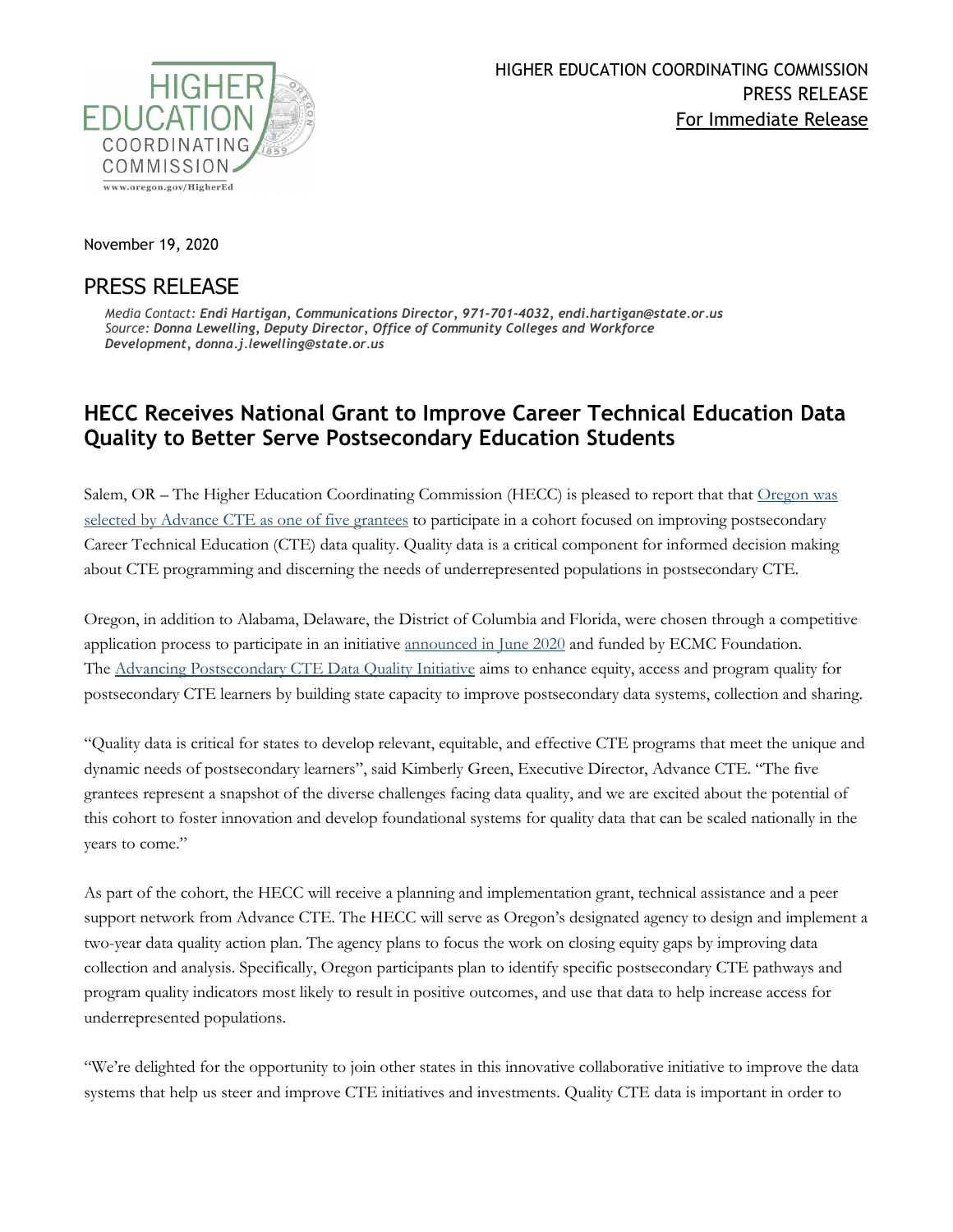HIGHER EDUCATION COORDINATING COMMISSION
PRESS RELEASE
For Immediate Release

November 19, 2020

## PRESS RELEASE

*Media Contact:* ***Endi Hartigan, Communications Director, 971-701-4032, endi.hartigan@state.or.us***
*Source:* ***Donna Lewelling, Deputy Director, Office of Community Colleges and Workforce Development, donna.j.lewelling@state.or.us***

# HECC Receives National Grant to Improve Career Technical Education Data Quality to Better Serve Postsecondary Education Students

Salem, OR – The Higher Education Coordinating Commission (HECC) is pleased to report that that Oregon was selected by Advance CTE as one of five grantees to participate in a cohort focused on improving postsecondary Career Technical Education (CTE) data quality. Quality data is a critical component for informed decision making about CTE programming and discerning the needs of underrepresented populations in postsecondary CTE.

Oregon, in addition to Alabama, Delaware, the District of Columbia and Florida, were chosen through a competitive application process to participate in an initiative announced in June 2020 and funded by ECMC Foundation. The Advancing Postsecondary CTE Data Quality Initiative aims to enhance equity, access and program quality for postsecondary CTE learners by building state capacity to improve postsecondary data systems, collection and sharing.

"Quality data is critical for states to develop relevant, equitable, and effective CTE programs that meet the unique and dynamic needs of postsecondary learners", said Kimberly Green, Executive Director, Advance CTE. "The five grantees represent a snapshot of the diverse challenges facing data quality, and we are excited about the potential of this cohort to foster innovation and develop foundational systems for quality data that can be scaled nationally in the years to come."

As part of the cohort, the HECC will receive a planning and implementation grant, technical assistance and a peer support network from Advance CTE. The HECC will serve as Oregon's designated agency to design and implement a two-year data quality action plan. The agency plans to focus the work on closing equity gaps by improving data collection and analysis. Specifically, Oregon participants plan to identify specific postsecondary CTE pathways and program quality indicators most likely to result in positive outcomes, and use that data to help increase access for underrepresented populations.

"We're delighted for the opportunity to join other states in this innovative collaborative initiative to improve the data systems that help us steer and improve CTE initiatives and investments. Quality CTE data is important in order to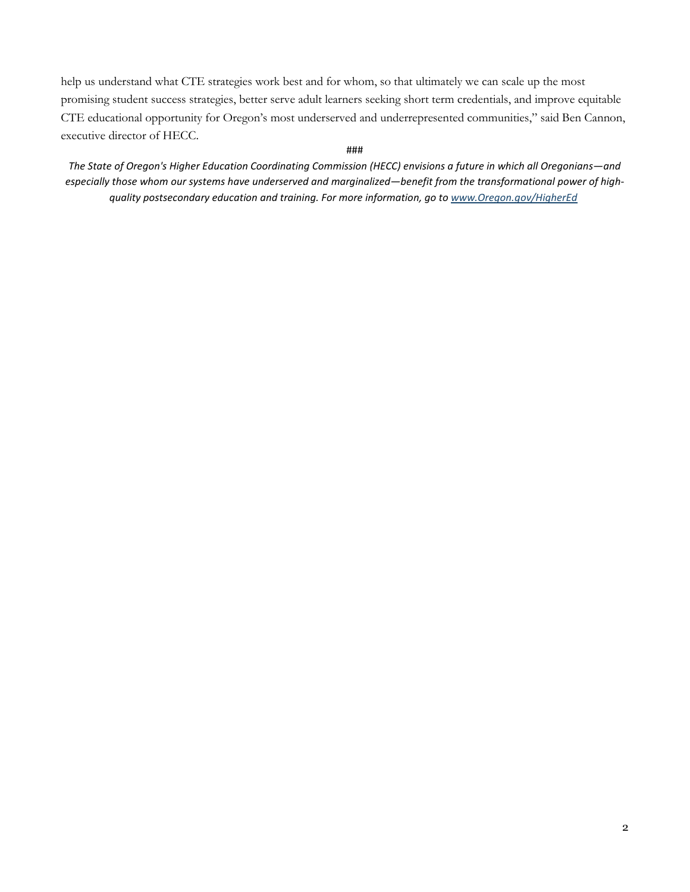help us understand what CTE strategies work best and for whom, so that ultimately we can scale up the most promising student success strategies, better serve adult learners seeking short term credentials, and improve equitable CTE educational opportunity for Oregon's most underserved and underrepresented communities," said Ben Cannon, executive director of HECC.

###

*The State of Oregon's Higher Education Coordinating Commission (HECC) envisions a future in which all Oregonians—and especially those whom our systems have underserved and marginalized—benefit from the transformational power of high-quality postsecondary education and training. For more information, go to [www.Oregon.gov/HigherEd](www.Oregon.gov/HigherEd)*